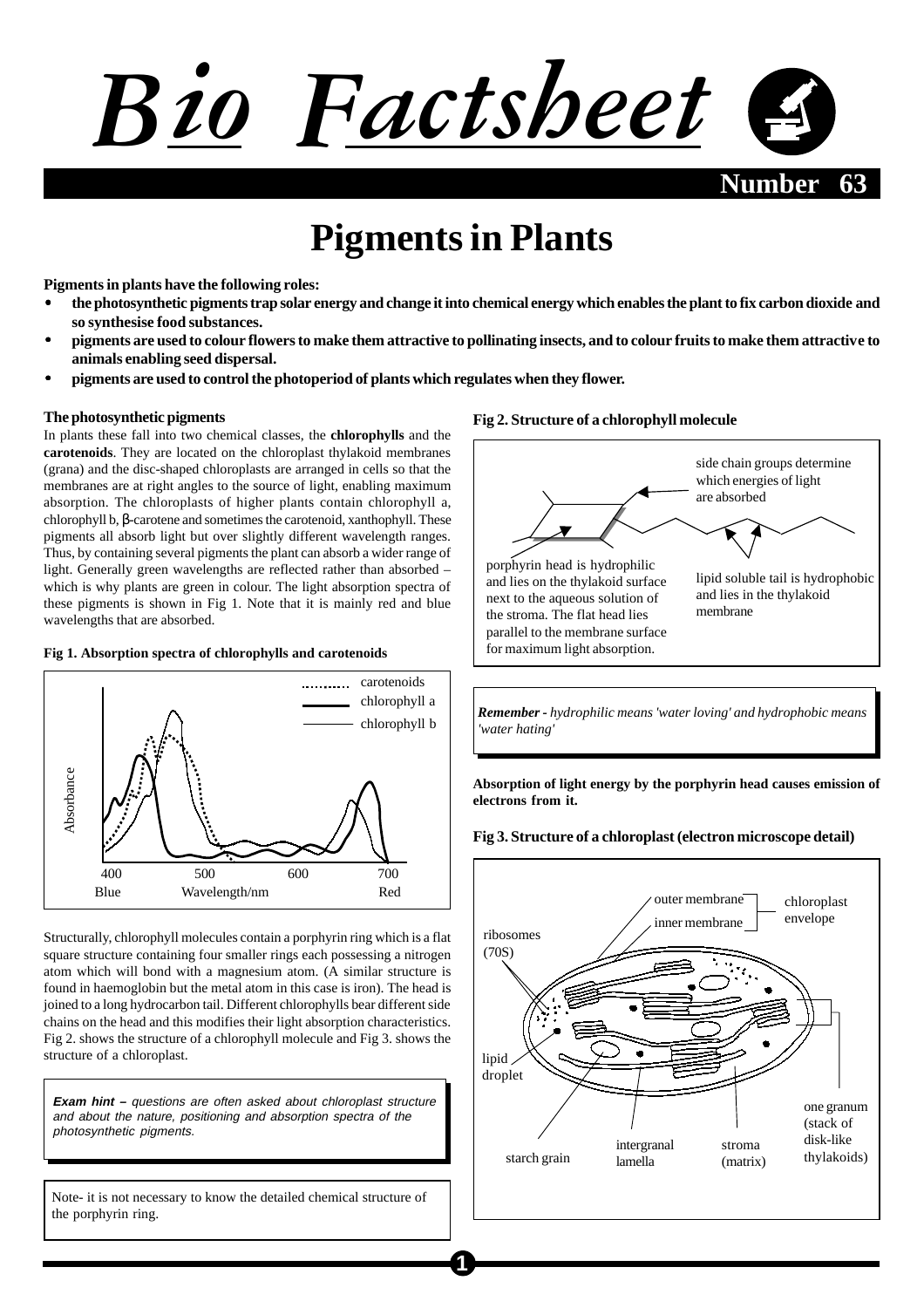# Bio Factsheet

Number 63

# Pigments in Plants

**Pigments in plants have the following roles:**

- **the photosynthetic pigments trap solar energy and change it into chemical energy which enables the plant to fix carbon dioxide and so synthesise food substances.**
- **pigments are used to colour flowers to make them attractive to pollinating insects, and to colour fruits to make them attractive to animals enabling seed dispersal.**
- **pigments are used to control the photoperiod of plants which regulates when they flower.**

### The photosynthetic pigments

In plants these fall into two chemical classes, the **chlorophylls** and the **carotenoids**. They are located on the chloroplast thylakoid membranes (grana) and the disc-shaped chloroplasts are arranged in cells so that the membranes are at right angles to the source of light, enabling maximum absorption. The chloroplasts of higher plants contain chlorophyll a, chlorophyll b, β-carotene and sometimes the carotenoid, xanthophyll. These pigments all absorb light but over slightly different wavelength ranges. Thus, by containing several pigments the plant can absorb a wider range of light. Generally green wavelengths are reflected rather than absorbed – which is why plants are green in colour. The light absorption spectra of these pigments is shown in Fig 1. Note that it is mainly red and blue wavelengths that are absorbed.

**Fig 1. Absorption spectra of chlorophylls and carotenoids**

Legend: carotenoids (dotted), chlorophyll a (thick line), chlorophyll b (thin line)

Absorbance vs Wavelength/nm: 400 (Blue), 500, 600, 700 (Red)

Structurally, chlorophyll molecules contain a porphyrin ring which is a flat square structure containing four smaller rings each possessing a nitrogen atom which will bond with a magnesium atom. (A similar structure is found in haemoglobin but the metal atom in this case is iron). The head is joined to a long hydrocarbon tail. Different chlorophylls bear different side chains on the head and this modifies their light absorption characteristics. Fig 2. shows the structure of a chlorophyll molecule and Fig 3. shows the structure of a chloroplast.

> ***Exam hint –*** *questions are often asked about chloroplast structure and about the nature, positioning and absorption spectra of the photosynthetic pigments.*

> Note- it is not necessary to know the detailed chemical structure of the porphyrin ring.

**Fig 2. Structure of a chlorophyll molecule**

- side chain groups determine which energies of light are absorbed
- porphyrin head is hydrophilic and lies on the thylakoid surface next to the aqueous solution of the stroma. The flat head lies parallel to the membrane surface for maximum light absorption.
- lipid soluble tail is hydrophobic and lies in the thylakoid membrane

> ***Remember -*** *hydrophilic means 'water loving' and hydrophobic means 'water hating'*

**Absorption of light energy by the porphyrin head causes emission of electrons from it.**

**Fig 3. Structure of a chloroplast (electron microscope detail)**

Labels: outer membrane; inner membrane; chloroplast envelope; ribosomes (70S); lipid droplet; starch grain; intergranal lamella; stroma (matrix); one granum (stack of disk-like thylakoids)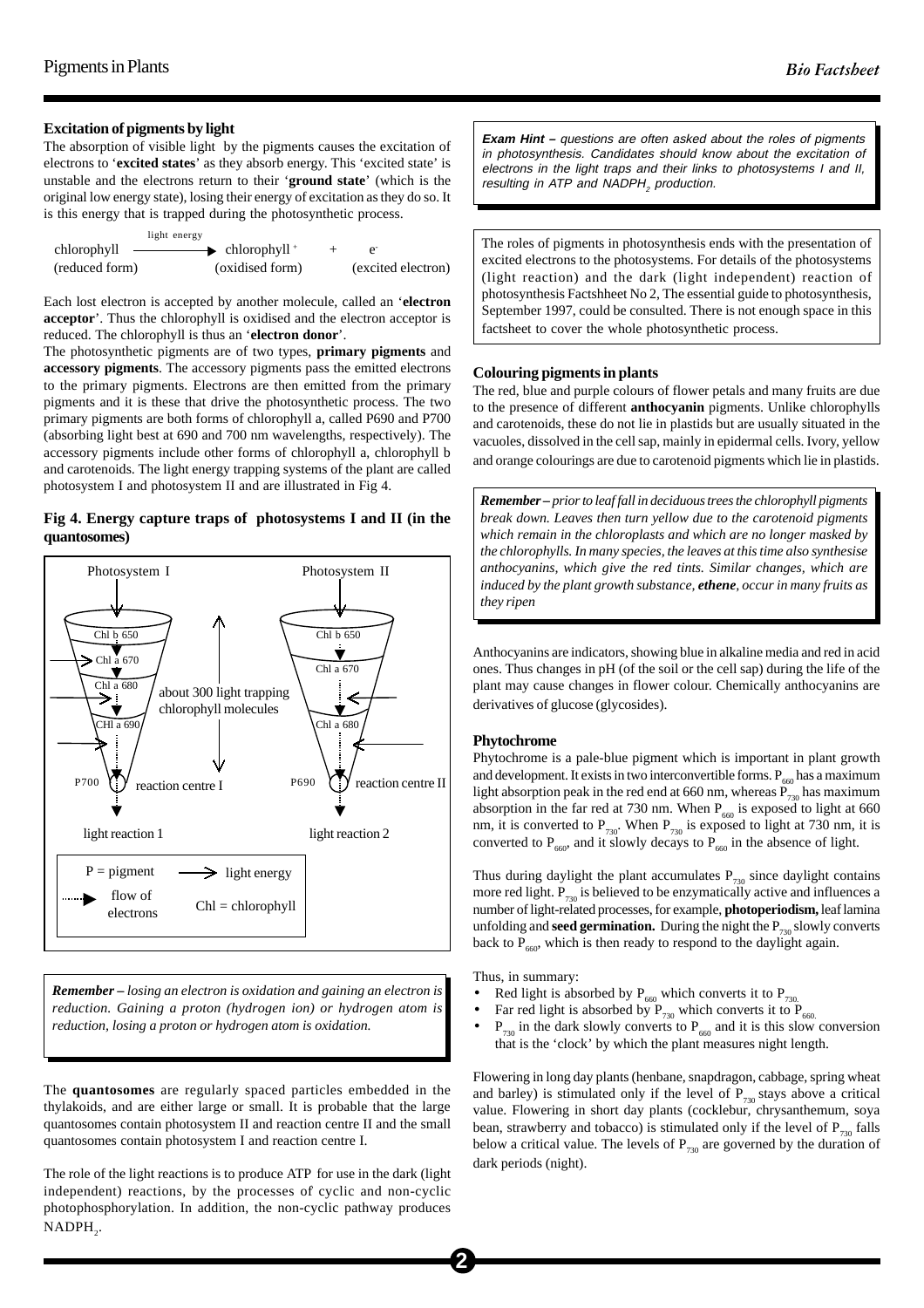### Excitation of pigments by light

The absorption of visible light by the pigments causes the excitation of electrons to '**excited states**' as they absorb energy. This 'excited state' is unstable and the electrons return to their '**ground state**' (which is the original low energy state), losing their energy of excitation as they do so. It is this energy that is trapped during the photosynthetic process.

$$\underset{\text{(reduced form)}}{\text{chlorophyll}} \xrightarrow{\text{light energy}} \underset{\text{(oxidised form)}}{\text{chlorophyll}^+} + \underset{\text{(excited electron)}}{e^-}$$

Each lost electron is accepted by another molecule, called an '**electron acceptor**'. Thus the chlorophyll is oxidised and the electron acceptor is reduced. The chlorophyll is thus an '**electron donor**'.

The photosynthetic pigments are of two types, **primary pigments** and **accessory pigments**. The accessory pigments pass the emitted electrons to the primary pigments. Electrons are then emitted from the primary pigments and it is these that drive the photosynthetic process. The two primary pigments are both forms of chlorophyll a, called P690 and P700 (absorbing light best at 690 and 700 nm wavelengths, respectively). The accessory pigments include other forms of chlorophyll a, chlorophyll b and carotenoids. The light energy trapping systems of the plant are called photosystem I and photosystem II and are illustrated in Fig 4.

**Fig 4. Energy capture traps of photosystems I and II (in the quantosomes)**

Photosystem I: Chl b 650, Chl a 670, Chl a 680, CHl a 690, P700, reaction centre I, light reaction 1

Photosystem II: Chl b 650, Chl a 670, Chl a 680, P690, reaction centre II, light reaction 2

about 300 light trapping chlorophyll molecules

Key: P = pigment; → light energy; ·····▶ flow of electrons; Chl = chlorophyll

> ***Remember*** *– losing an electron is oxidation and gaining an electron is reduction. Gaining a proton (hydrogen ion) or hydrogen atom is reduction, losing a proton or hydrogen atom is oxidation.*

The **quantosomes** are regularly spaced particles embedded in the thylakoids, and are either large or small. It is probable that the large quantosomes contain photosystem II and reaction centre II and the small quantosomes contain photosystem I and reaction centre I.

The role of the light reactions is to produce ATP for use in the dark (light independent) reactions, by the processes of cyclic and non-cyclic photophosphorylation. In addition, the non-cyclic pathway produces $NADPH_2$.

> ***Exam Hint*** *– questions are often asked about the roles of pigments in photosynthesis. Candidates should know about the excitation of electrons in the light traps and their links to photosystems I and II, resulting in ATP and $NADPH_2$ production.*

> The roles of pigments in photosynthesis ends with the presentation of excited electrons to the photosystems. For details of the photosystems (light reaction) and the dark (light independent) reaction of photosynthesis Factshheet No 2, The essential guide to photosynthesis, September 1997, could be consulted. There is not enough space in this factsheet to cover the whole photosynthetic process.

### Colouring pigments in plants

The red, blue and purple colours of flower petals and many fruits are due to the presence of different **anthocyanin** pigments. Unlike chlorophylls and carotenoids, these do not lie in plastids but are usually situated in the vacuoles, dissolved in the cell sap, mainly in epidermal cells. Ivory, yellow and orange colourings are due to carotenoid pigments which lie in plastids.

> ***Remember*** *– prior to leaf fall in deciduous trees the chlorophyll pigments break down. Leaves then turn yellow due to the carotenoid pigments which remain in the chloroplasts and which are no longer masked by the chlorophylls. In many species, the leaves at this time also synthesise anthocyanins, which give the red tints. Similar changes, which are induced by the plant growth substance,* ***ethene****, occur in many fruits as they ripen*

Anthocyanins are indicators, showing blue in alkaline media and red in acid ones. Thus changes in pH (of the soil or the cell sap) during the life of the plant may cause changes in flower colour. Chemically anthocyanins are derivatives of glucose (glycosides).

### Phytochrome

Phytochrome is a pale-blue pigment which is important in plant growth and development. It exists in two interconvertible forms. $P_{660}$ has a maximum light absorption peak in the red end at 660 nm, whereas $P_{730}$ has maximum absorption in the far red at 730 nm. When $P_{660}$ is exposed to light at 660 nm, it is converted to $P_{730}$. When $P_{730}$ is exposed to light at 730 nm, it is converted to $P_{660}$, and it slowly decays to $P_{660}$ in the absence of light.

Thus during daylight the plant accumulates $P_{730}$ since daylight contains more red light. $P_{730}$ is believed to be enzymatically active and influences a number of light-related processes, for example, **photoperiodism,** leaf lamina unfolding and **seed germination.** During the night the $P_{730}$ slowly converts back to $P_{660}$, which is then ready to respond to the daylight again.

Thus, in summary:

- Red light is absorbed by $P_{660}$ which converts it to $P_{730}$.
- Far red light is absorbed by $P_{730}$ which converts it to $P_{660}$.
- $P_{730}$ in the dark slowly converts to $P_{660}$ and it is this slow conversion that is the 'clock' by which the plant measures night length.

Flowering in long day plants (henbane, snapdragon, cabbage, spring wheat and barley) is stimulated only if the level of $P_{730}$ stays above a critical value. Flowering in short day plants (cocklebur, chrysanthemum, soya bean, strawberry and tobacco) is stimulated only if the level of $P_{730}$ falls below a critical value. The levels of $P_{730}$ are governed by the duration of dark periods (night).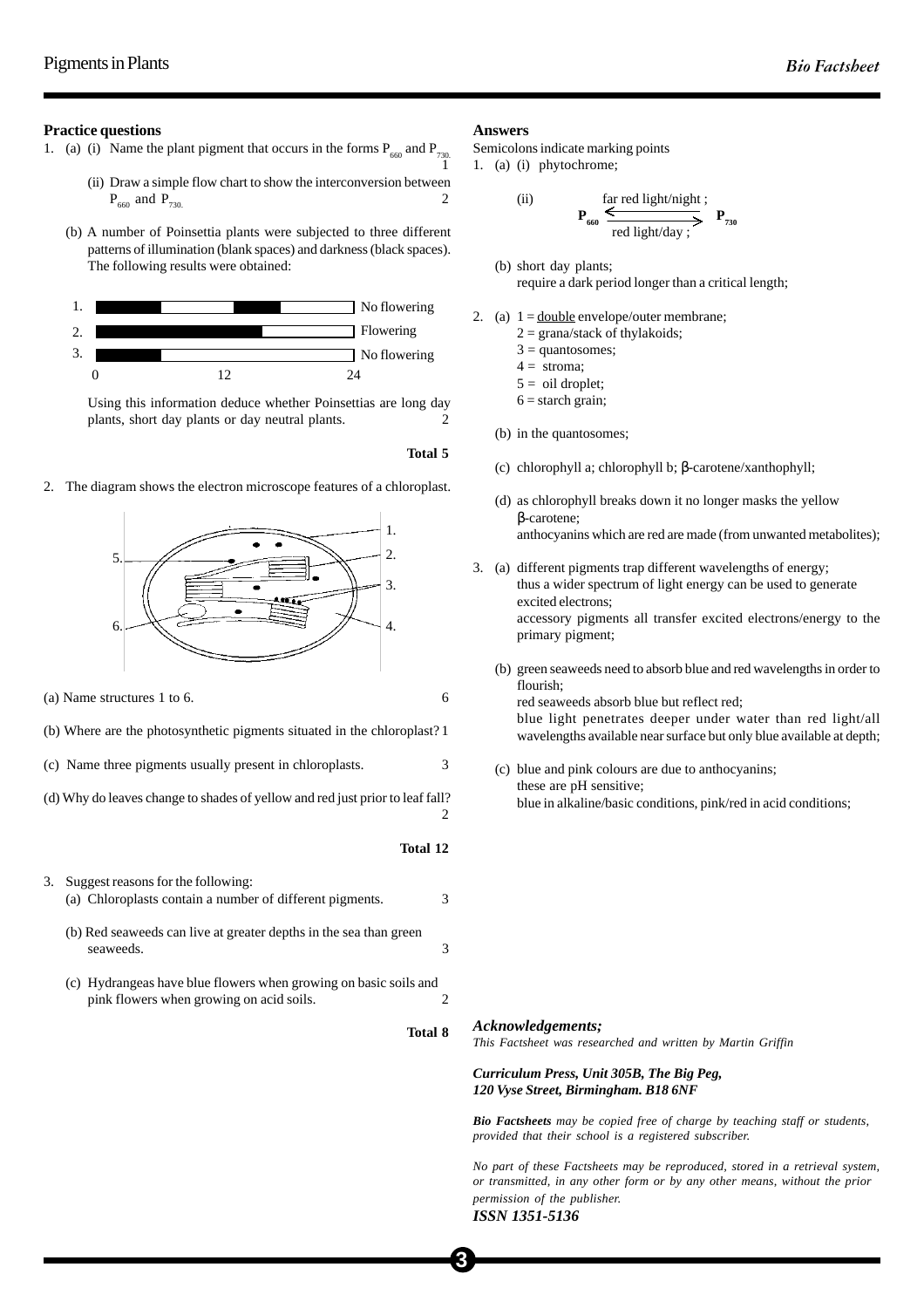## Practice questions

1. (a) (i) Name the plant pigment that occurs in the forms $P_{660}$ and $P_{730}$. 1

   (ii) Draw a simple flow chart to show the interconversion between $P_{660}$ and $P_{730}$. 2

   (b) A number of Poinsettia plants were subjected to three different patterns of illumination (blank spaces) and darkness (black spaces). The following results were obtained:

1. No flowering
2. Flowering
3. No flowering

0 12 24

   Using this information deduce whether Poinsettias are long day plants, short day plants or day neutral plants. 2

**Total 5**

2. The diagram shows the electron microscope features of a chloroplast.

1. 2. 3. 4. 5. 6.

(a) Name structures 1 to 6. 6

(b) Where are the photosynthetic pigments situated in the chloroplast? 1

(c) Name three pigments usually present in chloroplasts. 3

(d) Why do leaves change to shades of yellow and red just prior to leaf fall? 2

**Total 12**

3. Suggest reasons for the following:

   (a) Chloroplasts contain a number of different pigments. 3

   (b) Red seaweeds can live at greater depths in the sea than green seaweeds. 3

   (c) Hydrangeas have blue flowers when growing on basic soils and pink flowers when growing on acid soils. 2

**Total 8**

## Answers

Semicolons indicate marking points

1. (a) (i) phytochrome;

   (ii) $P_{660}$ → $P_{730}$ (red light/day ;)
   $P_{730}$ → $P_{660}$ (far red light/night ;)

   (b) short day plants;
   require a dark period longer than a critical length;

2. (a) 1 = double envelope/outer membrane;
   2 = grana/stack of thylakoids;
   3 = quantosomes;
   4 = stroma;
   5 = oil droplet;
   6 = starch grain;

   (b) in the quantosomes;

   (c) chlorophyll a; chlorophyll b; β-carotene/xanthophyll;

   (d) as chlorophyll breaks down it no longer masks the yellow β-carotene;
   anthocyanins which are red are made (from unwanted metabolites);

3. (a) different pigments trap different wavelengths of energy;
   thus a wider spectrum of light energy can be used to generate excited electrons;
   accessory pigments all transfer excited electrons/energy to the primary pigment;

   (b) green seaweeds need to absorb blue and red wavelengths in order to flourish;
   red seaweeds absorb blue but reflect red;
   blue light penetrates deeper under water than red light/all wavelengths available near surface but only blue available at depth;

   (c) blue and pink colours are due to anthocyanins;
   these are pH sensitive;
   blue in alkaline/basic conditions, pink/red in acid conditions;

***Acknowledgements;***

*This Factsheet was researched and written by Martin Griffin*

***Curriculum Press, Unit 305B, The Big Peg, 120 Vyse Street, Birmingham. B18 6NF***

*__Bio Factsheets__ may be copied free of charge by teaching staff or students, provided that their school is a registered subscriber.*

*No part of these Factsheets may be reproduced, stored in a retrieval system, or transmitted, in any other form or by any other means, without the prior permission of the publisher.*

***ISSN 1351-5136***